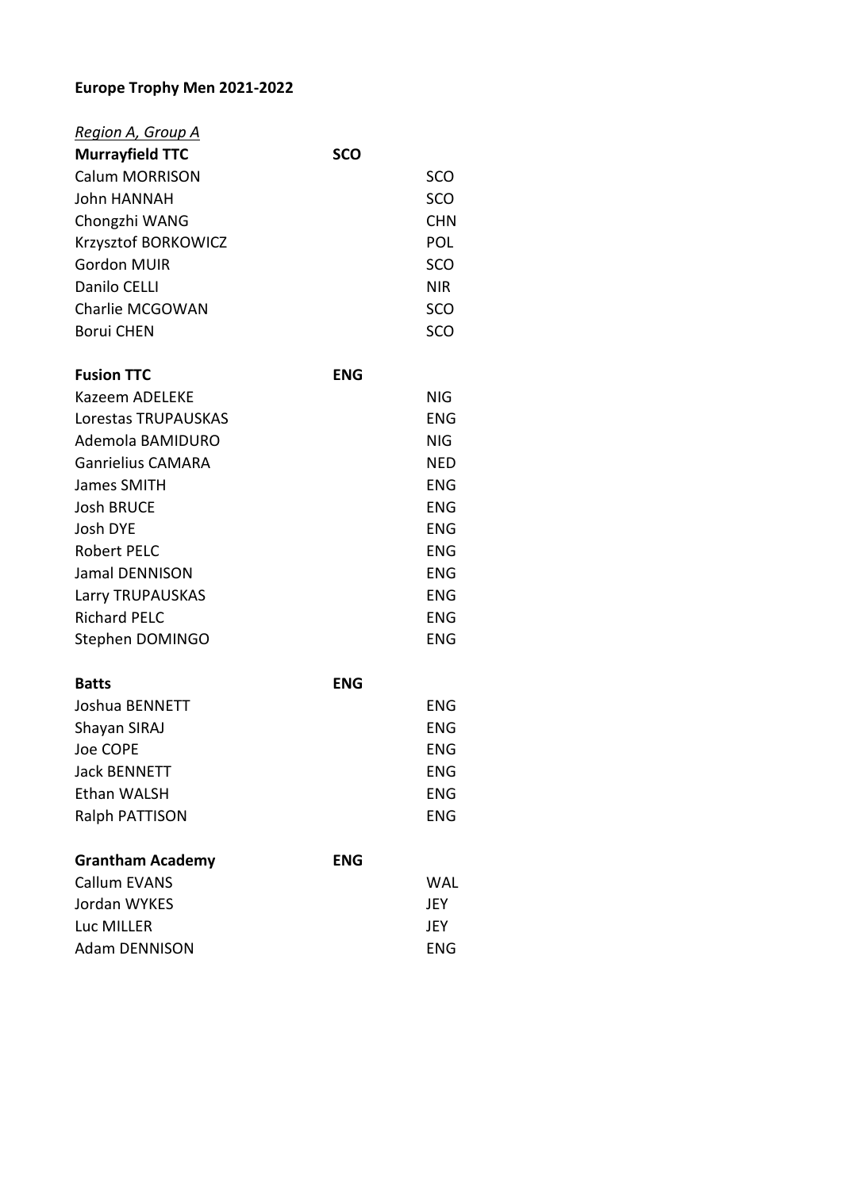**Europe Trophy Men 2021-2022**

*Region A, Group A*

| | | |
|---|---|---|
| **Murrayfield TTC** | **SCO** | |
| Calum MORRISON | | SCO |
| John HANNAH | | SCO |
| Chongzhi WANG | | CHN |
| Krzysztof BORKOWICZ | | POL |
| Gordon MUIR | | SCO |
| Danilo CELLI | | NIR |
| Charlie MCGOWAN | | SCO |
| Borui CHEN | | SCO |
| | | |
| **Fusion TTC** | **ENG** | |
| Kazeem ADELEKE | | NIG |
| Lorestas TRUPAUSKAS | | ENG |
| Ademola BAMIDURO | | NIG |
| Ganrielius CAMARA | | NED |
| James SMITH | | ENG |
| Josh BRUCE | | ENG |
| Josh DYE | | ENG |
| Robert PELC | | ENG |
| Jamal DENNISON | | ENG |
| Larry TRUPAUSKAS | | ENG |
| Richard PELC | | ENG |
| Stephen DOMINGO | | ENG |
| | | |
| **Batts** | **ENG** | |
| Joshua BENNETT | | ENG |
| Shayan SIRAJ | | ENG |
| Joe COPE | | ENG |
| Jack BENNETT | | ENG |
| Ethan WALSH | | ENG |
| Ralph PATTISON | | ENG |
| | | |
| **Grantham Academy** | **ENG** | |
| Callum EVANS | | WAL |
| Jordan WYKES | | JEY |
| Luc MILLER | | JEY |
| Adam DENNISON | | ENG |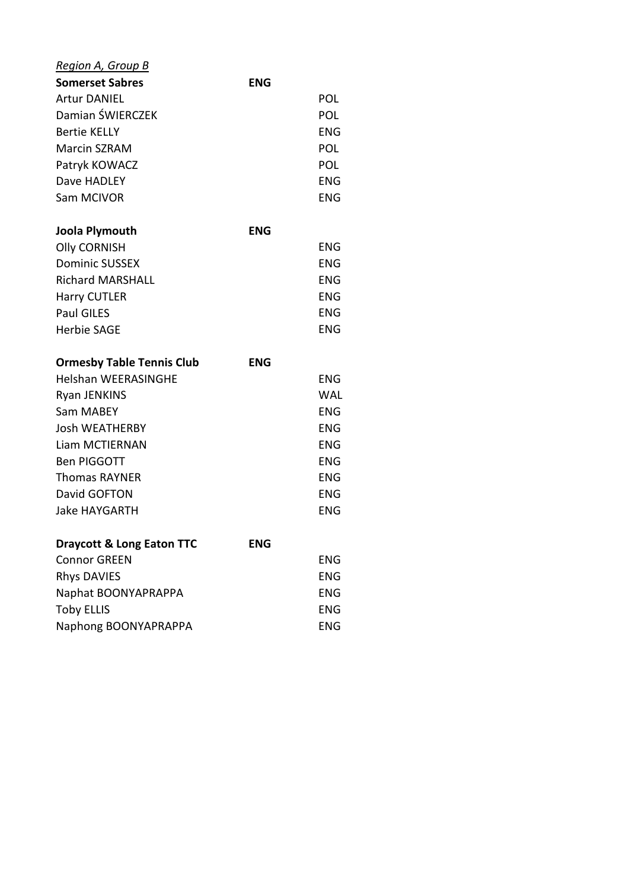*Region A, Group B*

| | | |
|---|---|---|
| **Somerset Sabres** | **ENG** | |
| Artur DANIEL | | POL |
| Damian ŚWIERCZEK | | POL |
| Bertie KELLY | | ENG |
| Marcin SZRAM | | POL |
| Patryk KOWACZ | | POL |
| Dave HADLEY | | ENG |
| Sam MCIVOR | | ENG |
| | | |
| **Joola Plymouth** | **ENG** | |
| Olly CORNISH | | ENG |
| Dominic SUSSEX | | ENG |
| Richard MARSHALL | | ENG |
| Harry CUTLER | | ENG |
| Paul GILES | | ENG |
| Herbie SAGE | | ENG |
| | | |
| **Ormesby Table Tennis Club** | **ENG** | |
| Helshan WEERASINGHE | | ENG |
| Ryan JENKINS | | WAL |
| Sam MABEY | | ENG |
| Josh WEATHERBY | | ENG |
| Liam MCTIERNAN | | ENG |
| Ben PIGGOTT | | ENG |
| Thomas RAYNER | | ENG |
| David GOFTON | | ENG |
| Jake HAYGARTH | | ENG |
| | | |
| **Draycott & Long Eaton TTC** | **ENG** | |
| Connor GREEN | | ENG |
| Rhys DAVIES | | ENG |
| Naphat BOONYAPRAPPA | | ENG |
| Toby ELLIS | | ENG |
| Naphong BOONYAPRAPPA | | ENG |